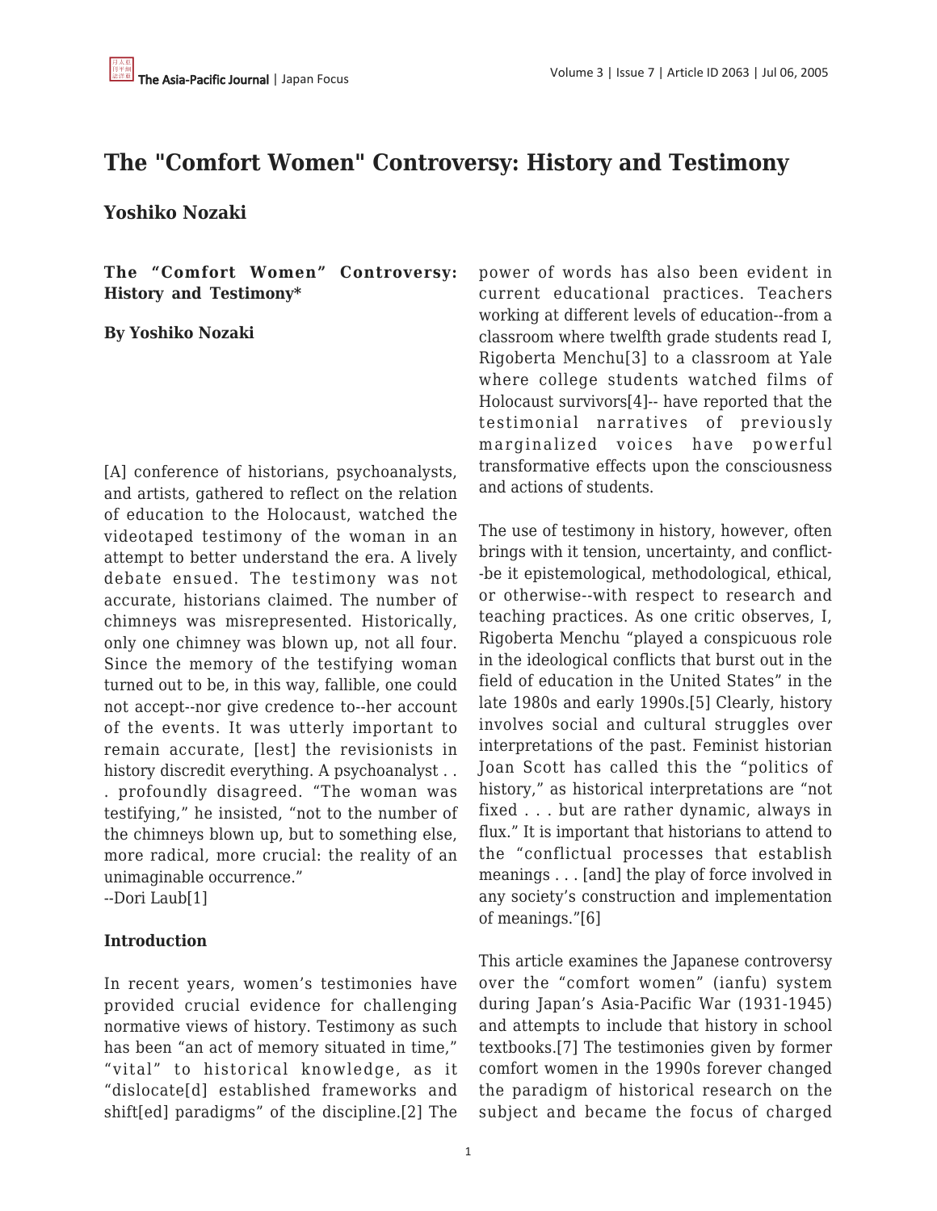# The "Comfort Women" Controversy: History and Testimony

## Yoshiko Nozaki

**The "Comfort Women" Controversy: History and Testimony***

**By Yoshiko Nozaki**

[A] conference of historians, psychoanalysts, and artists, gathered to reflect on the relation of education to the Holocaust, watched the videotaped testimony of the woman in an attempt to better understand the era. A lively debate ensued. The testimony was not accurate, historians claimed. The number of chimneys was misrepresented. Historically, only one chimney was blown up, not all four. Since the memory of the testifying woman turned out to be, in this way, fallible, one could not accept--nor give credence to--her account of the events. It was utterly important to remain accurate, [lest] the revisionists in history discredit everything. A psychoanalyst . . . profoundly disagreed. "The woman was testifying," he insisted, "not to the number of the chimneys blown up, but to something else, more radical, more crucial: the reality of an unimaginable occurrence."
--Dori Laub[1]

**Introduction**

In recent years, women's testimonies have provided crucial evidence for challenging normative views of history. Testimony as such has been "an act of memory situated in time," "vital" to historical knowledge, as it "dislocate[d] established frameworks and shift[ed] paradigms" of the discipline.[2] The power of words has also been evident in current educational practices. Teachers working at different levels of education--from a classroom where twelfth grade students read I, Rigoberta Menchu[3] to a classroom at Yale where college students watched films of Holocaust survivors[4]-- have reported that the testimonial narratives of previously marginalized voices have powerful transformative effects upon the consciousness and actions of students.

The use of testimony in history, however, often brings with it tension, uncertainty, and conflict--be it epistemological, methodological, ethical, or otherwise--with respect to research and teaching practices. As one critic observes, I, Rigoberta Menchu "played a conspicuous role in the ideological conflicts that burst out in the field of education in the United States" in the late 1980s and early 1990s.[5] Clearly, history involves social and cultural struggles over interpretations of the past. Feminist historian Joan Scott has called this the "politics of history," as historical interpretations are "not fixed . . . but are rather dynamic, always in flux." It is important that historians to attend to the "conflictual processes that establish meanings . . . [and] the play of force involved in any society's construction and implementation of meanings."[6]

This article examines the Japanese controversy over the "comfort women" (ianfu) system during Japan's Asia-Pacific War (1931-1945) and attempts to include that history in school textbooks.[7] The testimonies given by former comfort women in the 1990s forever changed the paradigm of historical research on the subject and became the focus of charged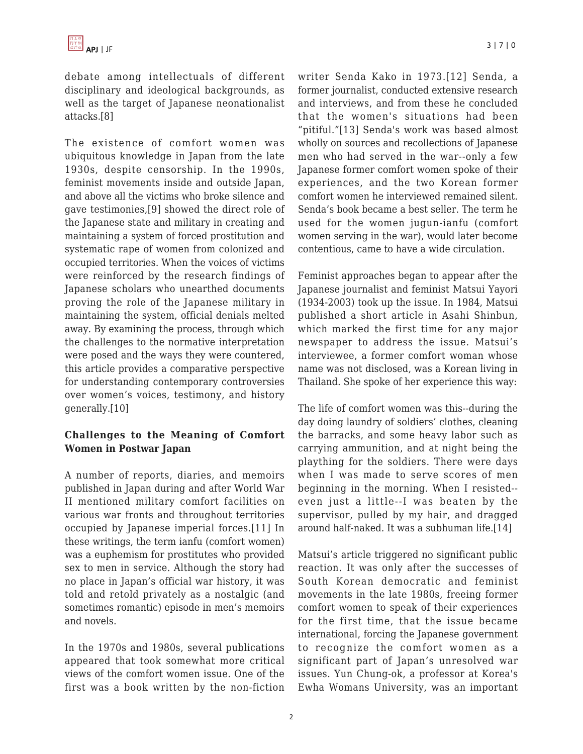debate among intellectuals of different disciplinary and ideological backgrounds, as well as the target of Japanese neonationalist attacks.[8]

The existence of comfort women was ubiquitous knowledge in Japan from the late 1930s, despite censorship. In the 1990s, feminist movements inside and outside Japan, and above all the victims who broke silence and gave testimonies,[9] showed the direct role of the Japanese state and military in creating and maintaining a system of forced prostitution and systematic rape of women from colonized and occupied territories. When the voices of victims were reinforced by the research findings of Japanese scholars who unearthed documents proving the role of the Japanese military in maintaining the system, official denials melted away. By examining the process, through which the challenges to the normative interpretation were posed and the ways they were countered, this article provides a comparative perspective for understanding contemporary controversies over women's voices, testimony, and history generally.[10]

## Challenges to the Meaning of Comfort Women in Postwar Japan

A number of reports, diaries, and memoirs published in Japan during and after World War II mentioned military comfort facilities on various war fronts and throughout territories occupied by Japanese imperial forces.[11] In these writings, the term ianfu (comfort women) was a euphemism for prostitutes who provided sex to men in service. Although the story had no place in Japan's official war history, it was told and retold privately as a nostalgic (and sometimes romantic) episode in men's memoirs and novels.

In the 1970s and 1980s, several publications appeared that took somewhat more critical views of the comfort women issue. One of the first was a book written by the non-fiction writer Senda Kako in 1973.[12] Senda, a former journalist, conducted extensive research and interviews, and from these he concluded that the women's situations had been "pitiful."[13] Senda's work was based almost wholly on sources and recollections of Japanese men who had served in the war--only a few Japanese former comfort women spoke of their experiences, and the two Korean former comfort women he interviewed remained silent. Senda's book became a best seller. The term he used for the women jugun-ianfu (comfort women serving in the war), would later become contentious, came to have a wide circulation.

Feminist approaches began to appear after the Japanese journalist and feminist Matsui Yayori (1934-2003) took up the issue. In 1984, Matsui published a short article in Asahi Shinbun, which marked the first time for any major newspaper to address the issue. Matsui's interviewee, a former comfort woman whose name was not disclosed, was a Korean living in Thailand. She spoke of her experience this way:

The life of comfort women was this--during the day doing laundry of soldiers' clothes, cleaning the barracks, and some heavy labor such as carrying ammunition, and at night being the plaything for the soldiers. There were days when I was made to serve scores of men beginning in the morning. When I resisted--even just a little--I was beaten by the supervisor, pulled by my hair, and dragged around half-naked. It was a subhuman life.[14]

Matsui's article triggered no significant public reaction. It was only after the successes of South Korean democratic and feminist movements in the late 1980s, freeing former comfort women to speak of their experiences for the first time, that the issue became international, forcing the Japanese government to recognize the comfort women as a significant part of Japan's unresolved war issues. Yun Chung-ok, a professor at Korea's Ewha Womans University, was an important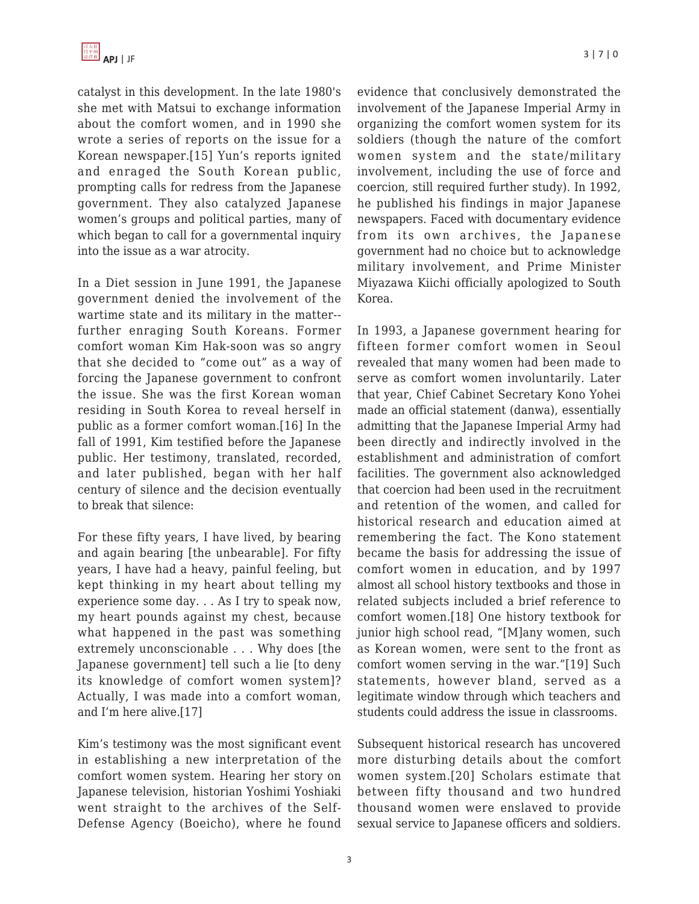catalyst in this development. In the late 1980's she met with Matsui to exchange information about the comfort women, and in 1990 she wrote a series of reports on the issue for a Korean newspaper.[15] Yun's reports ignited and enraged the South Korean public, prompting calls for redress from the Japanese government. They also catalyzed Japanese women's groups and political parties, many of which began to call for a governmental inquiry into the issue as a war atrocity.

In a Diet session in June 1991, the Japanese government denied the involvement of the wartime state and its military in the matter--further enraging South Koreans. Former comfort woman Kim Hak-soon was so angry that she decided to "come out" as a way of forcing the Japanese government to confront the issue. She was the first Korean woman residing in South Korea to reveal herself in public as a former comfort woman.[16] In the fall of 1991, Kim testified before the Japanese public. Her testimony, translated, recorded, and later published, began with her half century of silence and the decision eventually to break that silence:

For these fifty years, I have lived, by bearing and again bearing [the unbearable]. For fifty years, I have had a heavy, painful feeling, but kept thinking in my heart about telling my experience some day. . . As I try to speak now, my heart pounds against my chest, because what happened in the past was something extremely unconscionable . . . Why does [the Japanese government] tell such a lie [to deny its knowledge of comfort women system]? Actually, I was made into a comfort woman, and I'm here alive.[17]

Kim's testimony was the most significant event in establishing a new interpretation of the comfort women system. Hearing her story on Japanese television, historian Yoshimi Yoshiaki went straight to the archives of the Self-Defense Agency (Boeicho), where he found evidence that conclusively demonstrated the involvement of the Japanese Imperial Army in organizing the comfort women system for its soldiers (though the nature of the comfort women system and the state/military involvement, including the use of force and coercion, still required further study). In 1992, he published his findings in major Japanese newspapers. Faced with documentary evidence from its own archives, the Japanese government had no choice but to acknowledge military involvement, and Prime Minister Miyazawa Kiichi officially apologized to South Korea.

In 1993, a Japanese government hearing for fifteen former comfort women in Seoul revealed that many women had been made to serve as comfort women involuntarily. Later that year, Chief Cabinet Secretary Kono Yohei made an official statement (danwa), essentially admitting that the Japanese Imperial Army had been directly and indirectly involved in the establishment and administration of comfort facilities. The government also acknowledged that coercion had been used in the recruitment and retention of the women, and called for historical research and education aimed at remembering the fact. The Kono statement became the basis for addressing the issue of comfort women in education, and by 1997 almost all school history textbooks and those in related subjects included a brief reference to comfort women.[18] One history textbook for junior high school read, "[M]any women, such as Korean women, were sent to the front as comfort women serving in the war."[19] Such statements, however bland, served as a legitimate window through which teachers and students could address the issue in classrooms.

Subsequent historical research has uncovered more disturbing details about the comfort women system.[20] Scholars estimate that between fifty thousand and two hundred thousand women were enslaved to provide sexual service to Japanese officers and soldiers.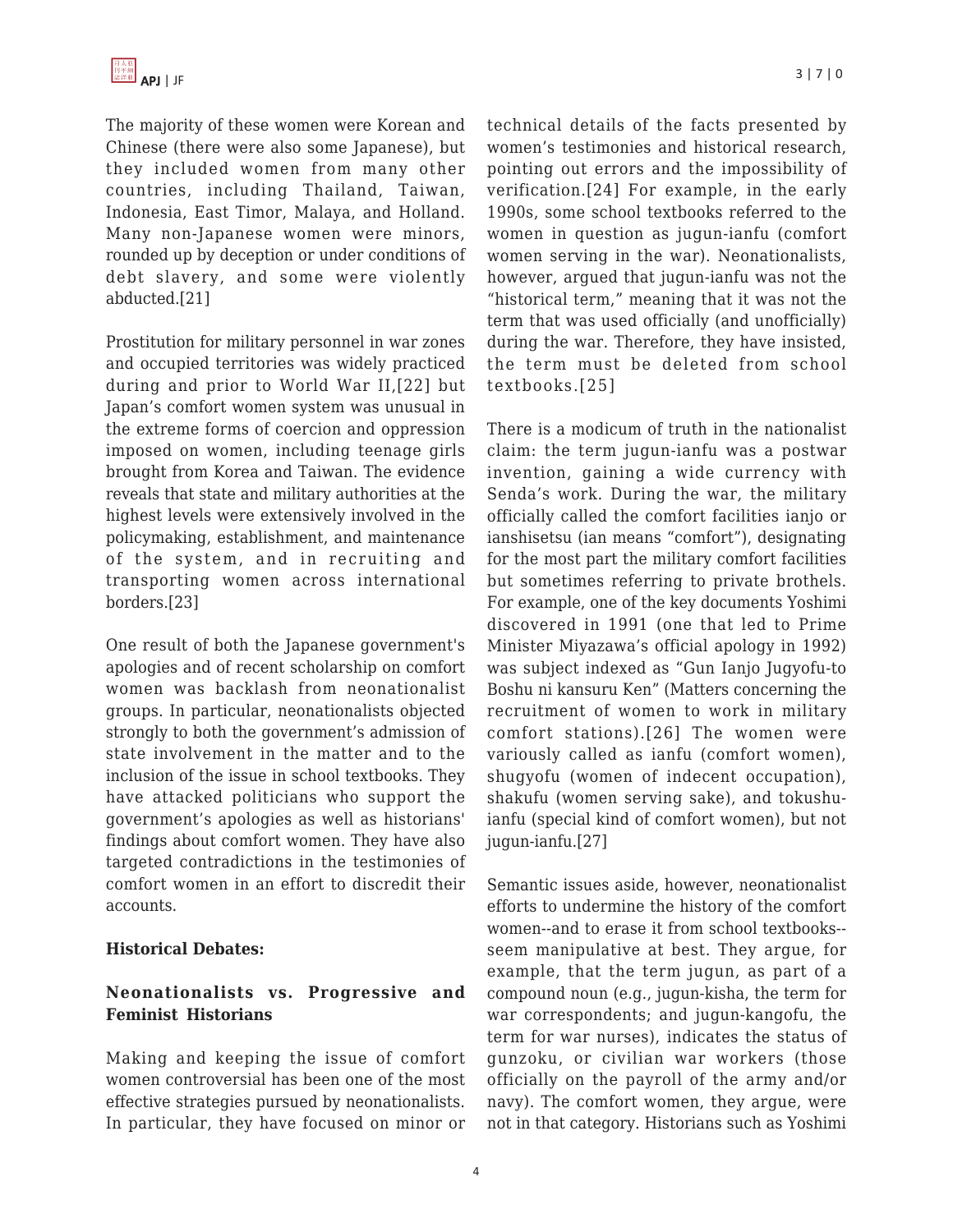The majority of these women were Korean and Chinese (there were also some Japanese), but they included women from many other countries, including Thailand, Taiwan, Indonesia, East Timor, Malaya, and Holland. Many non-Japanese women were minors, rounded up by deception or under conditions of debt slavery, and some were violently abducted.[21]

Prostitution for military personnel in war zones and occupied territories was widely practiced during and prior to World War II,[22] but Japan's comfort women system was unusual in the extreme forms of coercion and oppression imposed on women, including teenage girls brought from Korea and Taiwan. The evidence reveals that state and military authorities at the highest levels were extensively involved in the policymaking, establishment, and maintenance of the system, and in recruiting and transporting women across international borders.[23]

One result of both the Japanese government's apologies and of recent scholarship on comfort women was backlash from neonationalist groups. In particular, neonationalists objected strongly to both the government's admission of state involvement in the matter and to the inclusion of the issue in school textbooks. They have attacked politicians who support the government's apologies as well as historians' findings about comfort women. They have also targeted contradictions in the testimonies of comfort women in an effort to discredit their accounts.

**Historical Debates:**

**Neonationalists vs. Progressive and Feminist Historians**

Making and keeping the issue of comfort women controversial has been one of the most effective strategies pursued by neonationalists. In particular, they have focused on minor or technical details of the facts presented by women's testimonies and historical research, pointing out errors and the impossibility of verification.[24] For example, in the early 1990s, some school textbooks referred to the women in question as jugun-ianfu (comfort women serving in the war). Neonationalists, however, argued that jugun-ianfu was not the "historical term," meaning that it was not the term that was used officially (and unofficially) during the war. Therefore, they have insisted, the term must be deleted from school textbooks.[25]

There is a modicum of truth in the nationalist claim: the term jugun-ianfu was a postwar invention, gaining a wide currency with Senda's work. During the war, the military officially called the comfort facilities ianjo or ianshisetsu (ian means "comfort"), designating for the most part the military comfort facilities but sometimes referring to private brothels. For example, one of the key documents Yoshimi discovered in 1991 (one that led to Prime Minister Miyazawa's official apology in 1992) was subject indexed as "Gun Ianjo Jugyofu-to Boshu ni kansuru Ken" (Matters concerning the recruitment of women to work in military comfort stations).[26] The women were variously called as ianfu (comfort women), shugyofu (women of indecent occupation), shakufu (women serving sake), and tokushu-ianfu (special kind of comfort women), but not jugun-ianfu.[27]

Semantic issues aside, however, neonationalist efforts to undermine the history of the comfort women--and to erase it from school textbooks--seem manipulative at best. They argue, for example, that the term jugun, as part of a compound noun (e.g., jugun-kisha, the term for war correspondents; and jugun-kangofu, the term for war nurses), indicates the status of gunzoku, or civilian war workers (those officially on the payroll of the army and/or navy). The comfort women, they argue, were not in that category. Historians such as Yoshimi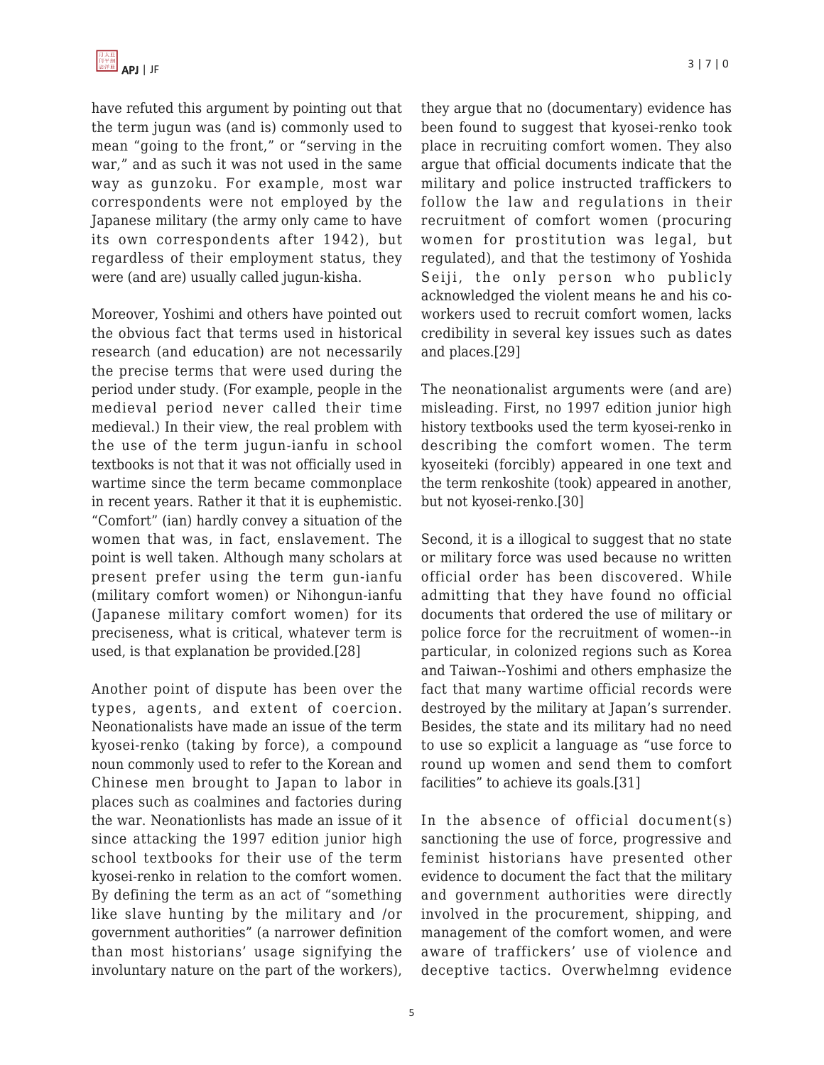have refuted this argument by pointing out that the term jugun was (and is) commonly used to mean "going to the front," or "serving in the war," and as such it was not used in the same way as gunzoku. For example, most war correspondents were not employed by the Japanese military (the army only came to have its own correspondents after 1942), but regardless of their employment status, they were (and are) usually called jugun-kisha.

Moreover, Yoshimi and others have pointed out the obvious fact that terms used in historical research (and education) are not necessarily the precise terms that were used during the period under study. (For example, people in the medieval period never called their time medieval.) In their view, the real problem with the use of the term jugun-ianfu in school textbooks is not that it was not officially used in wartime since the term became commonplace in recent years. Rather it that it is euphemistic. "Comfort" (ian) hardly convey a situation of the women that was, in fact, enslavement. The point is well taken. Although many scholars at present prefer using the term gun-ianfu (military comfort women) or Nihongun-ianfu (Japanese military comfort women) for its preciseness, what is critical, whatever term is used, is that explanation be provided.[28]

Another point of dispute has been over the types, agents, and extent of coercion. Neonationalists have made an issue of the term kyosei-renko (taking by force), a compound noun commonly used to refer to the Korean and Chinese men brought to Japan to labor in places such as coalmines and factories during the war. Neonationlists has made an issue of it since attacking the 1997 edition junior high school textbooks for their use of the term kyosei-renko in relation to the comfort women. By defining the term as an act of "something like slave hunting by the military and /or government authorities" (a narrower definition than most historians' usage signifying the involuntary nature on the part of the workers), they argue that no (documentary) evidence has been found to suggest that kyosei-renko took place in recruiting comfort women. They also argue that official documents indicate that the military and police instructed traffickers to follow the law and regulations in their recruitment of comfort women (procuring women for prostitution was legal, but regulated), and that the testimony of Yoshida Seiji, the only person who publicly acknowledged the violent means he and his co-workers used to recruit comfort women, lacks credibility in several key issues such as dates and places.[29]

The neonationalist arguments were (and are) misleading. First, no 1997 edition junior high history textbooks used the term kyosei-renko in describing the comfort women. The term kyoseiteki (forcibly) appeared in one text and the term renkoshite (took) appeared in another, but not kyosei-renko.[30]

Second, it is a illogical to suggest that no state or military force was used because no written official order has been discovered. While admitting that they have found no official documents that ordered the use of military or police force for the recruitment of women--in particular, in colonized regions such as Korea and Taiwan--Yoshimi and others emphasize the fact that many wartime official records were destroyed by the military at Japan's surrender. Besides, the state and its military had no need to use so explicit a language as "use force to round up women and send them to comfort facilities" to achieve its goals.[31]

In the absence of official document(s) sanctioning the use of force, progressive and feminist historians have presented other evidence to document the fact that the military and government authorities were directly involved in the procurement, shipping, and management of the comfort women, and were aware of traffickers' use of violence and deceptive tactics. Overwhelmng evidence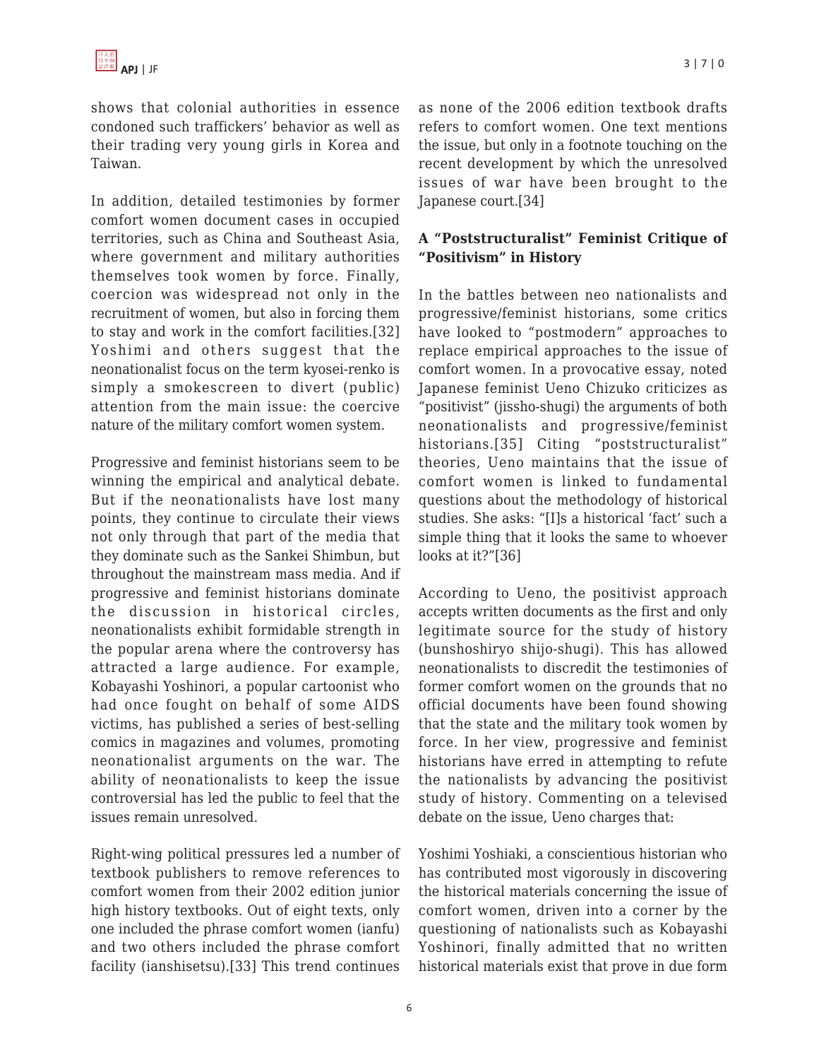shows that colonial authorities in essence condoned such traffickers' behavior as well as their trading very young girls in Korea and Taiwan.

In addition, detailed testimonies by former comfort women document cases in occupied territories, such as China and Southeast Asia, where government and military authorities themselves took women by force. Finally, coercion was widespread not only in the recruitment of women, but also in forcing them to stay and work in the comfort facilities.[32] Yoshimi and others suggest that the neonationalist focus on the term kyosei-renko is simply a smokescreen to divert (public) attention from the main issue: the coercive nature of the military comfort women system.

Progressive and feminist historians seem to be winning the empirical and analytical debate. But if the neonationalists have lost many points, they continue to circulate their views not only through that part of the media that they dominate such as the Sankei Shimbun, but throughout the mainstream mass media. And if progressive and feminist historians dominate the discussion in historical circles, neonationalists exhibit formidable strength in the popular arena where the controversy has attracted a large audience. For example, Kobayashi Yoshinori, a popular cartoonist who had once fought on behalf of some AIDS victims, has published a series of best-selling comics in magazines and volumes, promoting neonationalist arguments on the war. The ability of neonationalists to keep the issue controversial has led the public to feel that the issues remain unresolved.

Right-wing political pressures led a number of textbook publishers to remove references to comfort women from their 2002 edition junior high history textbooks. Out of eight texts, only one included the phrase comfort women (ianfu) and two others included the phrase comfort facility (ianshisetsu).[33] This trend continues as none of the 2006 edition textbook drafts refers to comfort women. One text mentions the issue, but only in a footnote touching on the recent development by which the unresolved issues of war have been brought to the Japanese court.[34]

### A "Poststructuralist" Feminist Critique of "Positivism" in History

In the battles between neo nationalists and progressive/feminist historians, some critics have looked to "postmodern" approaches to replace empirical approaches to the issue of comfort women. In a provocative essay, noted Japanese feminist Ueno Chizuko criticizes as "positivist" (jissho-shugi) the arguments of both neonationalists and progressive/feminist historians.[35] Citing "poststructuralist" theories, Ueno maintains that the issue of comfort women is linked to fundamental questions about the methodology of historical studies. She asks: "[I]s a historical 'fact' such a simple thing that it looks the same to whoever looks at it?"[36]

According to Ueno, the positivist approach accepts written documents as the first and only legitimate source for the study of history (bunshoshiryo shijo-shugi). This has allowed neonationalists to discredit the testimonies of former comfort women on the grounds that no official documents have been found showing that the state and the military took women by force. In her view, progressive and feminist historians have erred in attempting to refute the nationalists by advancing the positivist study of history. Commenting on a televised debate on the issue, Ueno charges that:

Yoshimi Yoshiaki, a conscientious historian who has contributed most vigorously in discovering the historical materials concerning the issue of comfort women, driven into a corner by the questioning of nationalists such as Kobayashi Yoshinori, finally admitted that no written historical materials exist that prove in due form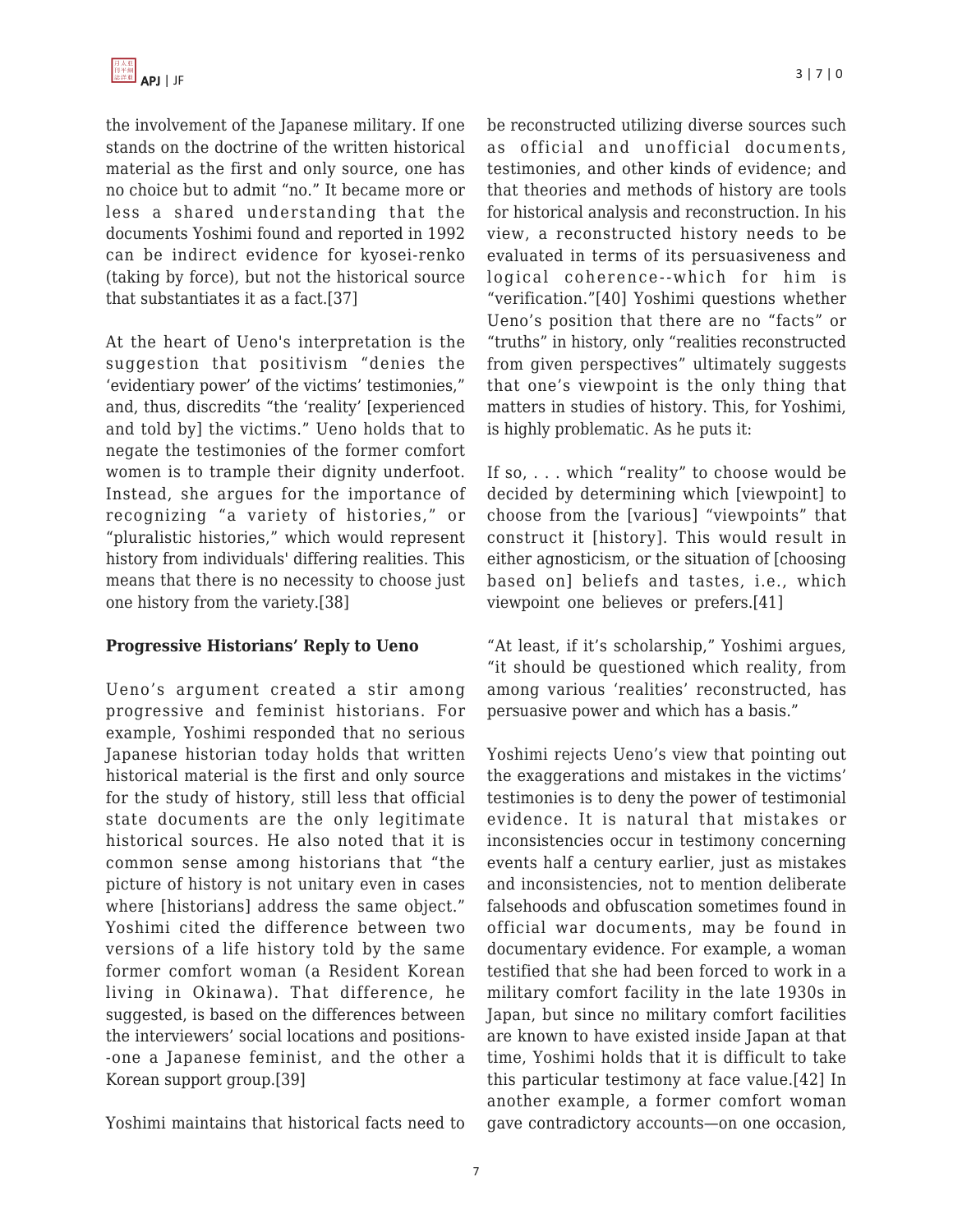the involvement of the Japanese military. If one stands on the doctrine of the written historical material as the first and only source, one has no choice but to admit "no." It became more or less a shared understanding that the documents Yoshimi found and reported in 1992 can be indirect evidence for kyosei-renko (taking by force), but not the historical source that substantiates it as a fact.[37]

At the heart of Ueno's interpretation is the suggestion that positivism "denies the 'evidentiary power' of the victims' testimonies," and, thus, discredits "the 'reality' [experienced and told by] the victims." Ueno holds that to negate the testimonies of the former comfort women is to trample their dignity underfoot. Instead, she argues for the importance of recognizing "a variety of histories," or "pluralistic histories," which would represent history from individuals' differing realities. This means that there is no necessity to choose just one history from the variety.[38]

**Progressive Historians' Reply to Ueno**

Ueno's argument created a stir among progressive and feminist historians. For example, Yoshimi responded that no serious Japanese historian today holds that written historical material is the first and only source for the study of history, still less that official state documents are the only legitimate historical sources. He also noted that it is common sense among historians that "the picture of history is not unitary even in cases where [historians] address the same object." Yoshimi cited the difference between two versions of a life history told by the same former comfort woman (a Resident Korean living in Okinawa). That difference, he suggested, is based on the differences between the interviewers' social locations and positions--one a Japanese feminist, and the other a Korean support group.[39]

Yoshimi maintains that historical facts need to be reconstructed utilizing diverse sources such as official and unofficial documents, testimonies, and other kinds of evidence; and that theories and methods of history are tools for historical analysis and reconstruction. In his view, a reconstructed history needs to be evaluated in terms of its persuasiveness and logical coherence--which for him is "verification."[40] Yoshimi questions whether Ueno's position that there are no "facts" or "truths" in history, only "realities reconstructed from given perspectives" ultimately suggests that one's viewpoint is the only thing that matters in studies of history. This, for Yoshimi, is highly problematic. As he puts it:

If so, . . . which "reality" to choose would be decided by determining which [viewpoint] to choose from the [various] "viewpoints" that construct it [history]. This would result in either agnosticism, or the situation of [choosing based on] beliefs and tastes, i.e., which viewpoint one believes or prefers.[41]

"At least, if it's scholarship," Yoshimi argues, "it should be questioned which reality, from among various 'realities' reconstructed, has persuasive power and which has a basis."

Yoshimi rejects Ueno's view that pointing out the exaggerations and mistakes in the victims' testimonies is to deny the power of testimonial evidence. It is natural that mistakes or inconsistencies occur in testimony concerning events half a century earlier, just as mistakes and inconsistencies, not to mention deliberate falsehoods and obfuscation sometimes found in official war documents, may be found in documentary evidence. For example, a woman testified that she had been forced to work in a military comfort facility in the late 1930s in Japan, but since no military comfort facilities are known to have existed inside Japan at that time, Yoshimi holds that it is difficult to take this particular testimony at face value.[42] In another example, a former comfort woman gave contradictory accounts—on one occasion,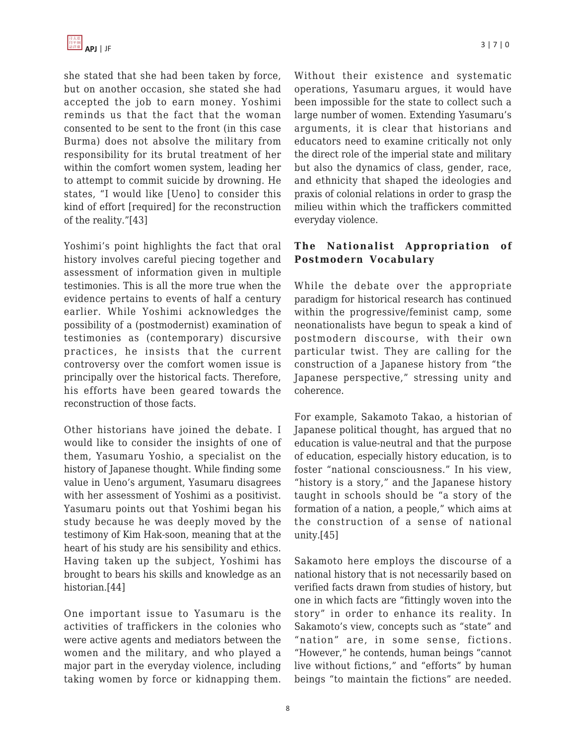she stated that she had been taken by force, but on another occasion, she stated she had accepted the job to earn money. Yoshimi reminds us that the fact that the woman consented to be sent to the front (in this case Burma) does not absolve the military from responsibility for its brutal treatment of her within the comfort women system, leading her to attempt to commit suicide by drowning. He states, "I would like [Ueno] to consider this kind of effort [required] for the reconstruction of the reality."[43]

Yoshimi's point highlights the fact that oral history involves careful piecing together and assessment of information given in multiple testimonies. This is all the more true when the evidence pertains to events of half a century earlier. While Yoshimi acknowledges the possibility of a (postmodernist) examination of testimonies as (contemporary) discursive practices, he insists that the current controversy over the comfort women issue is principally over the historical facts. Therefore, his efforts have been geared towards the reconstruction of those facts.

Other historians have joined the debate. I would like to consider the insights of one of them, Yasumaru Yoshio, a specialist on the history of Japanese thought. While finding some value in Ueno's argument, Yasumaru disagrees with her assessment of Yoshimi as a positivist. Yasumaru points out that Yoshimi began his study because he was deeply moved by the testimony of Kim Hak-soon, meaning that at the heart of his study are his sensibility and ethics. Having taken up the subject, Yoshimi has brought to bears his skills and knowledge as an historian.[44]

One important issue to Yasumaru is the activities of traffickers in the colonies who were active agents and mediators between the women and the military, and who played a major part in the everyday violence, including taking women by force or kidnapping them. Without their existence and systematic operations, Yasumaru argues, it would have been impossible for the state to collect such a large number of women. Extending Yasumaru's arguments, it is clear that historians and educators need to examine critically not only the direct role of the imperial state and military but also the dynamics of class, gender, race, and ethnicity that shaped the ideologies and praxis of colonial relations in order to grasp the milieu within which the traffickers committed everyday violence.

## The Nationalist Appropriation of Postmodern Vocabulary

While the debate over the appropriate paradigm for historical research has continued within the progressive/feminist camp, some neonationalists have begun to speak a kind of postmodern discourse, with their own particular twist. They are calling for the construction of a Japanese history from "the Japanese perspective," stressing unity and coherence.

For example, Sakamoto Takao, a historian of Japanese political thought, has argued that no education is value-neutral and that the purpose of education, especially history education, is to foster "national consciousness." In his view, "history is a story," and the Japanese history taught in schools should be "a story of the formation of a nation, a people," which aims at the construction of a sense of national unity.[45]

Sakamoto here employs the discourse of a national history that is not necessarily based on verified facts drawn from studies of history, but one in which facts are "fittingly woven into the story" in order to enhance its reality. In Sakamoto's view, concepts such as "state" and "nation" are, in some sense, fictions. "However," he contends, human beings "cannot live without fictions," and "efforts" by human beings "to maintain the fictions" are needed.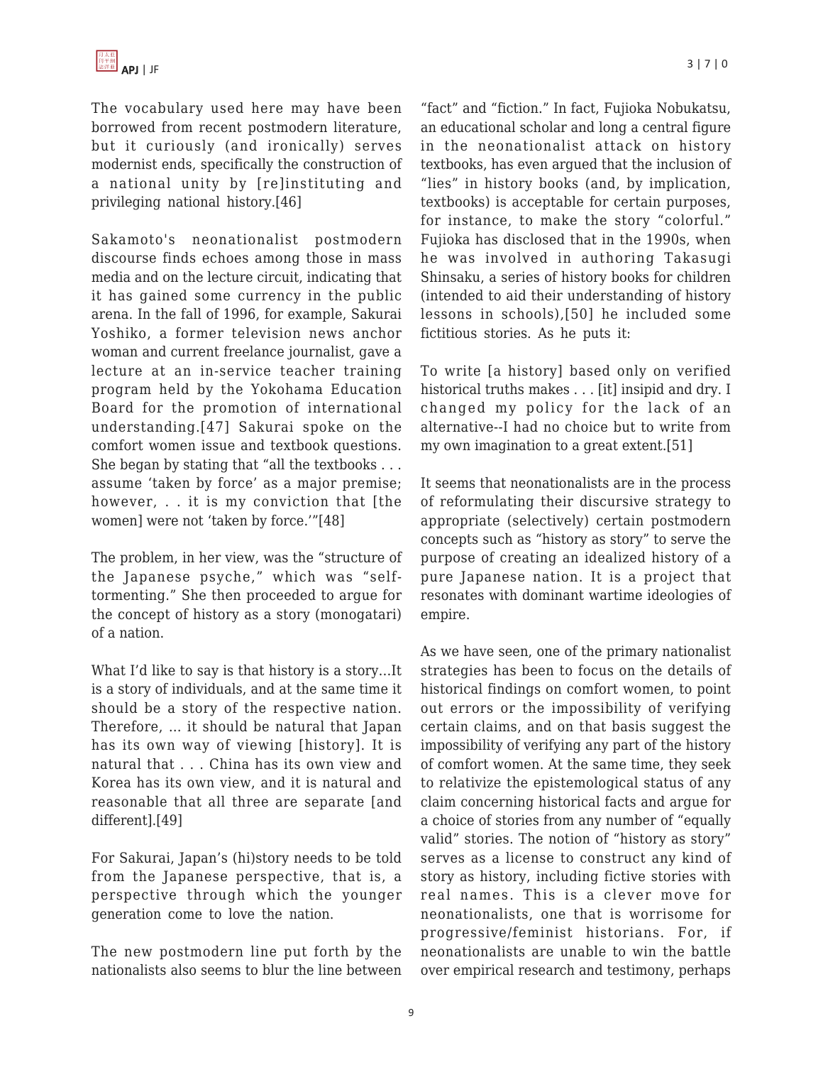The vocabulary used here may have been borrowed from recent postmodern literature, but it curiously (and ironically) serves modernist ends, specifically the construction of a national unity by [re]instituting and privileging national history.[46]

Sakamoto's neonationalist postmodern discourse finds echoes among those in mass media and on the lecture circuit, indicating that it has gained some currency in the public arena. In the fall of 1996, for example, Sakurai Yoshiko, a former television news anchor woman and current freelance journalist, gave a lecture at an in-service teacher training program held by the Yokohama Education Board for the promotion of international understanding.[47] Sakurai spoke on the comfort women issue and textbook questions. She began by stating that "all the textbooks . . . assume 'taken by force' as a major premise; however, . . it is my conviction that [the women] were not 'taken by force.'"[48]

The problem, in her view, was the "structure of the Japanese psyche," which was "self-tormenting." She then proceeded to argue for the concept of history as a story (monogatari) of a nation.

> What I'd like to say is that history is a story…It is a story of individuals, and at the same time it should be a story of the respective nation. Therefore, … it should be natural that Japan has its own way of viewing [history]. It is natural that . . . China has its own view and Korea has its own view, and it is natural and reasonable that all three are separate [and different].[49]

For Sakurai, Japan's (hi)story needs to be told from the Japanese perspective, that is, a perspective through which the younger generation come to love the nation.

The new postmodern line put forth by the nationalists also seems to blur the line between "fact" and "fiction." In fact, Fujioka Nobukatsu, an educational scholar and long a central figure in the neonationalist attack on history textbooks, has even argued that the inclusion of "lies" in history books (and, by implication, textbooks) is acceptable for certain purposes, for instance, to make the story "colorful." Fujioka has disclosed that in the 1990s, when he was involved in authoring Takasugi Shinsaku, a series of history books for children (intended to aid their understanding of history lessons in schools),[50] he included some fictitious stories. As he puts it:

> To write [a history] based only on verified historical truths makes . . . [it] insipid and dry. I changed my policy for the lack of an alternative--I had no choice but to write from my own imagination to a great extent.[51]

It seems that neonationalists are in the process of reformulating their discursive strategy to appropriate (selectively) certain postmodern concepts such as "history as story" to serve the purpose of creating an idealized history of a pure Japanese nation. It is a project that resonates with dominant wartime ideologies of empire.

As we have seen, one of the primary nationalist strategies has been to focus on the details of historical findings on comfort women, to point out errors or the impossibility of verifying certain claims, and on that basis suggest the impossibility of verifying any part of the history of comfort women. At the same time, they seek to relativize the epistemological status of any claim concerning historical facts and argue for a choice of stories from any number of "equally valid" stories. The notion of "history as story" serves as a license to construct any kind of story as history, including fictive stories with real names. This is a clever move for neonationalists, one that is worrisome for progressive/feminist historians. For, if neonationalists are unable to win the battle over empirical research and testimony, perhaps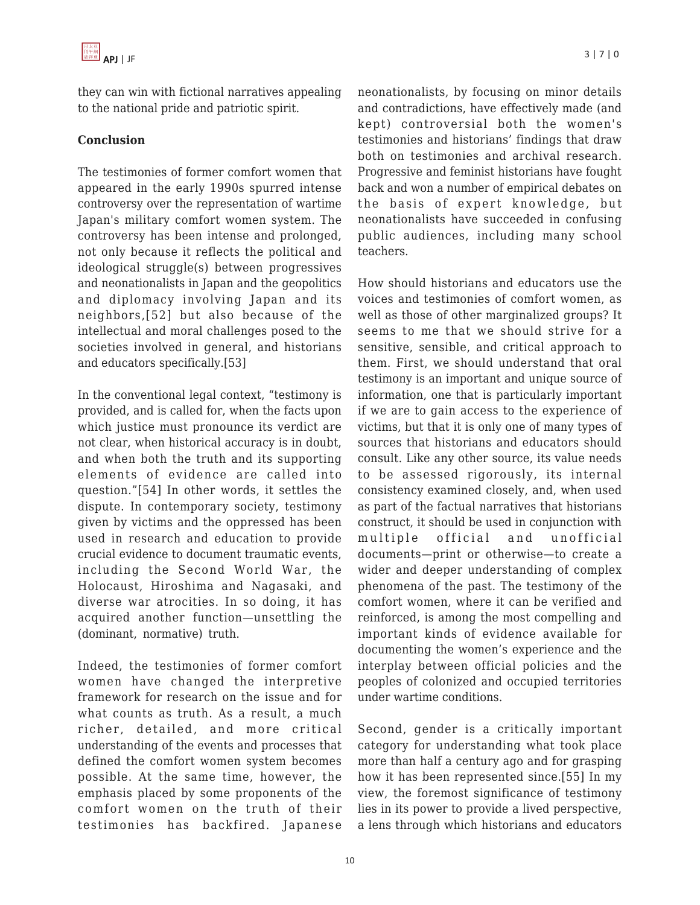they can win with fictional narratives appealing to the national pride and patriotic spirit.

**Conclusion**

The testimonies of former comfort women that appeared in the early 1990s spurred intense controversy over the representation of wartime Japan's military comfort women system. The controversy has been intense and prolonged, not only because it reflects the political and ideological struggle(s) between progressives and neonationalists in Japan and the geopolitics and diplomacy involving Japan and its neighbors,[52] but also because of the intellectual and moral challenges posed to the societies involved in general, and historians and educators specifically.[53]

In the conventional legal context, "testimony is provided, and is called for, when the facts upon which justice must pronounce its verdict are not clear, when historical accuracy is in doubt, and when both the truth and its supporting elements of evidence are called into question."[54] In other words, it settles the dispute. In contemporary society, testimony given by victims and the oppressed has been used in research and education to provide crucial evidence to document traumatic events, including the Second World War, the Holocaust, Hiroshima and Nagasaki, and diverse war atrocities. In so doing, it has acquired another function—unsettling the (dominant, normative) truth.

Indeed, the testimonies of former comfort women have changed the interpretive framework for research on the issue and for what counts as truth. As a result, a much richer, detailed, and more critical understanding of the events and processes that defined the comfort women system becomes possible. At the same time, however, the emphasis placed by some proponents of the comfort women on the truth of their testimonies has backfired. Japanese neonationalists, by focusing on minor details and contradictions, have effectively made (and kept) controversial both the women's testimonies and historians' findings that draw both on testimonies and archival research. Progressive and feminist historians have fought back and won a number of empirical debates on the basis of expert knowledge, but neonationalists have succeeded in confusing public audiences, including many school teachers.

How should historians and educators use the voices and testimonies of comfort women, as well as those of other marginalized groups? It seems to me that we should strive for a sensitive, sensible, and critical approach to them. First, we should understand that oral testimony is an important and unique source of information, one that is particularly important if we are to gain access to the experience of victims, but that it is only one of many types of sources that historians and educators should consult. Like any other source, its value needs to be assessed rigorously, its internal consistency examined closely, and, when used as part of the factual narratives that historians construct, it should be used in conjunction with multiple official and unofficial documents—print or otherwise—to create a wider and deeper understanding of complex phenomena of the past. The testimony of the comfort women, where it can be verified and reinforced, is among the most compelling and important kinds of evidence available for documenting the women's experience and the interplay between official policies and the peoples of colonized and occupied territories under wartime conditions.

Second, gender is a critically important category for understanding what took place more than half a century ago and for grasping how it has been represented since.[55] In my view, the foremost significance of testimony lies in its power to provide a lived perspective, a lens through which historians and educators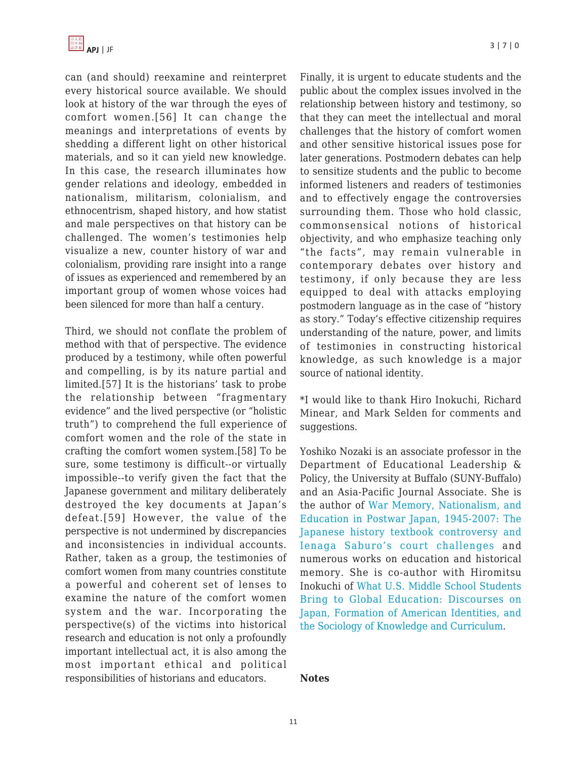can (and should) reexamine and reinterpret every historical source available. We should look at history of the war through the eyes of comfort women.[56] It can change the meanings and interpretations of events by shedding a different light on other historical materials, and so it can yield new knowledge. In this case, the research illuminates how gender relations and ideology, embedded in nationalism, militarism, colonialism, and ethnocentrism, shaped history, and how statist and male perspectives on that history can be challenged. The women's testimonies help visualize a new, counter history of war and colonialism, providing rare insight into a range of issues as experienced and remembered by an important group of women whose voices had been silenced for more than half a century.

Third, we should not conflate the problem of method with that of perspective. The evidence produced by a testimony, while often powerful and compelling, is by its nature partial and limited.[57] It is the historians' task to probe the relationship between "fragmentary evidence" and the lived perspective (or "holistic truth") to comprehend the full experience of comfort women and the role of the state in crafting the comfort women system.[58] To be sure, some testimony is difficult--or virtually impossible--to verify given the fact that the Japanese government and military deliberately destroyed the key documents at Japan's defeat.[59] However, the value of the perspective is not undermined by discrepancies and inconsistencies in individual accounts. Rather, taken as a group, the testimonies of comfort women from many countries constitute a powerful and coherent set of lenses to examine the nature of the comfort women system and the war. Incorporating the perspective(s) of the victims into historical research and education is not only a profoundly important intellectual act, it is also among the most important ethical and political responsibilities of historians and educators.

Finally, it is urgent to educate students and the public about the complex issues involved in the relationship between history and testimony, so that they can meet the intellectual and moral challenges that the history of comfort women and other sensitive historical issues pose for later generations. Postmodern debates can help to sensitize students and the public to become informed listeners and readers of testimonies and to effectively engage the controversies surrounding them. Those who hold classic, commonsensical notions of historical objectivity, and who emphasize teaching only "the facts", may remain vulnerable in contemporary debates over history and testimony, if only because they are less equipped to deal with attacks employing postmodern language as in the case of "history as story." Today's effective citizenship requires understanding of the nature, power, and limits of testimonies in constructing historical knowledge, as such knowledge is a major source of national identity.

*I would like to thank Hiro Inokuchi, Richard Minear, and Mark Selden for comments and suggestions.

Yoshiko Nozaki is an associate professor in the Department of Educational Leadership & Policy, the University at Buffalo (SUNY-Buffalo) and an Asia-Pacific Journal Associate. She is the author of War Memory, Nationalism, and Education in Postwar Japan, 1945-2007: The Japanese history textbook controversy and Ienaga Saburo's court challenges and numerous works on education and historical memory. She is co-author with Hiromitsu Inokuchi of What U.S. Middle School Students Bring to Global Education: Discourses on Japan, Formation of American Identities, and the Sociology of Knowledge and Curriculum.

**Notes**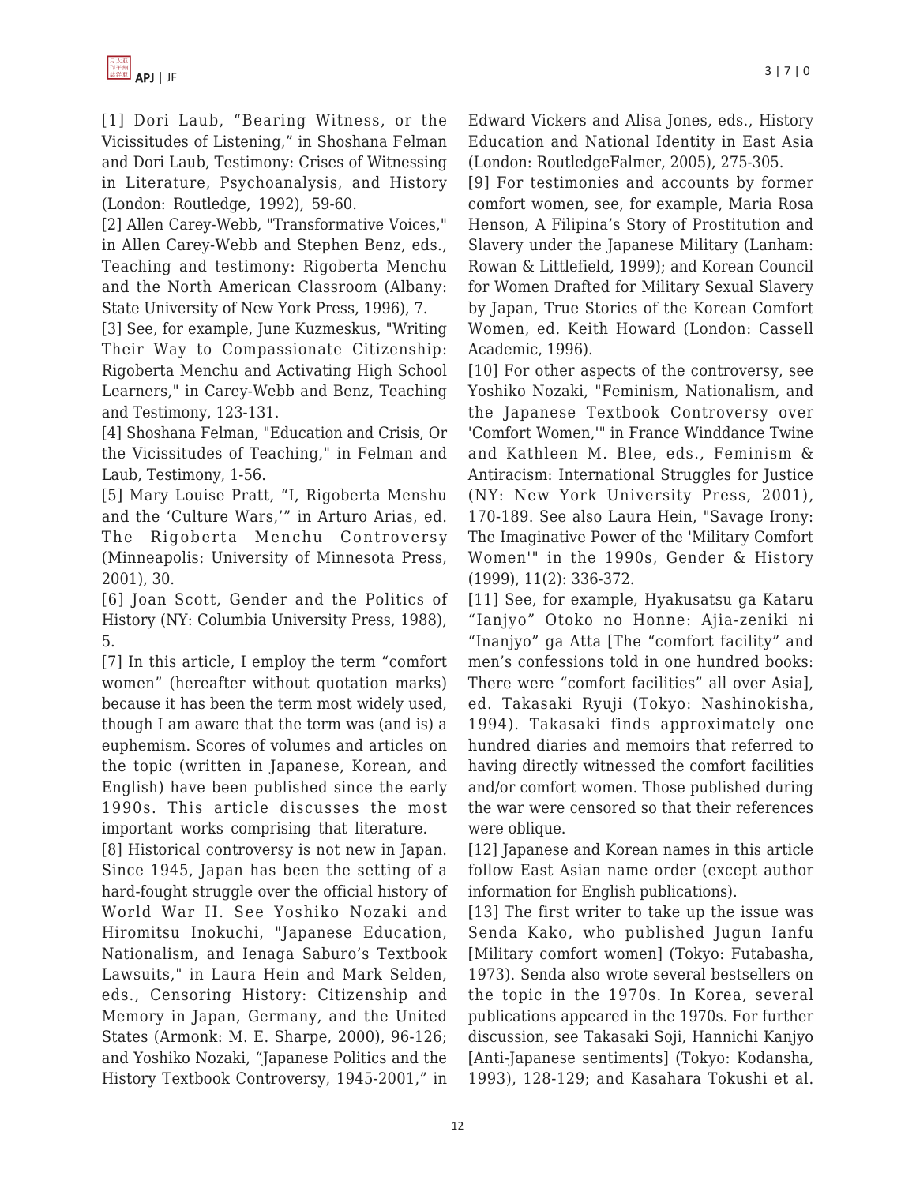[1] Dori Laub, "Bearing Witness, or the Vicissitudes of Listening," in Shoshana Felman and Dori Laub, Testimony: Crises of Witnessing in Literature, Psychoanalysis, and History (London: Routledge, 1992), 59-60.

[2] Allen Carey-Webb, "Transformative Voices," in Allen Carey-Webb and Stephen Benz, eds., Teaching and testimony: Rigoberta Menchu and the North American Classroom (Albany: State University of New York Press, 1996), 7.

[3] See, for example, June Kuzmeskus, "Writing Their Way to Compassionate Citizenship: Rigoberta Menchu and Activating High School Learners," in Carey-Webb and Benz, Teaching and Testimony, 123-131.

[4] Shoshana Felman, "Education and Crisis, Or the Vicissitudes of Teaching," in Felman and Laub, Testimony, 1-56.

[5] Mary Louise Pratt, "I, Rigoberta Menshu and the 'Culture Wars,'" in Arturo Arias, ed. The Rigoberta Menchu Controversy (Minneapolis: University of Minnesota Press, 2001), 30.

[6] Joan Scott, Gender and the Politics of History (NY: Columbia University Press, 1988), 5.

[7] In this article, I employ the term "comfort women" (hereafter without quotation marks) because it has been the term most widely used, though I am aware that the term was (and is) a euphemism. Scores of volumes and articles on the topic (written in Japanese, Korean, and English) have been published since the early 1990s. This article discusses the most important works comprising that literature.

[8] Historical controversy is not new in Japan. Since 1945, Japan has been the setting of a hard-fought struggle over the official history of World War II. See Yoshiko Nozaki and Hiromitsu Inokuchi, "Japanese Education, Nationalism, and Ienaga Saburo's Textbook Lawsuits," in Laura Hein and Mark Selden, eds., Censoring History: Citizenship and Memory in Japan, Germany, and the United States (Armonk: M. E. Sharpe, 2000), 96-126; and Yoshiko Nozaki, "Japanese Politics and the History Textbook Controversy, 1945-2001," in Edward Vickers and Alisa Jones, eds., History Education and National Identity in East Asia (London: RoutledgeFalmer, 2005), 275-305.

[9] For testimonies and accounts by former comfort women, see, for example, Maria Rosa Henson, A Filipina's Story of Prostitution and Slavery under the Japanese Military (Lanham: Rowan & Littlefield, 1999); and Korean Council for Women Drafted for Military Sexual Slavery by Japan, True Stories of the Korean Comfort Women, ed. Keith Howard (London: Cassell Academic, 1996).

[10] For other aspects of the controversy, see Yoshiko Nozaki, "Feminism, Nationalism, and the Japanese Textbook Controversy over 'Comfort Women,'" in France Winddance Twine and Kathleen M. Blee, eds., Feminism & Antiracism: International Struggles for Justice (NY: New York University Press, 2001), 170-189. See also Laura Hein, "Savage Irony: The Imaginative Power of the 'Military Comfort Women'" in the 1990s, Gender & History (1999), 11(2): 336-372.

[11] See, for example, Hyakusatsu ga Kataru "Ianjyo" Otoko no Honne: Ajia-zeniki ni "Inanjyo" ga Atta [The "comfort facility" and men's confessions told in one hundred books: There were "comfort facilities" all over Asia], ed. Takasaki Ryuji (Tokyo: Nashinokisha, 1994). Takasaki finds approximately one hundred diaries and memoirs that referred to having directly witnessed the comfort facilities and/or comfort women. Those published during the war were censored so that their references were oblique.

[12] Japanese and Korean names in this article follow East Asian name order (except author information for English publications).

[13] The first writer to take up the issue was Senda Kako, who published Jugun Ianfu [Military comfort women] (Tokyo: Futabasha, 1973). Senda also wrote several bestsellers on the topic in the 1970s. In Korea, several publications appeared in the 1970s. For further discussion, see Takasaki Soji, Hannichi Kanjyo [Anti-Japanese sentiments] (Tokyo: Kodansha, 1993), 128-129; and Kasahara Tokushi et al.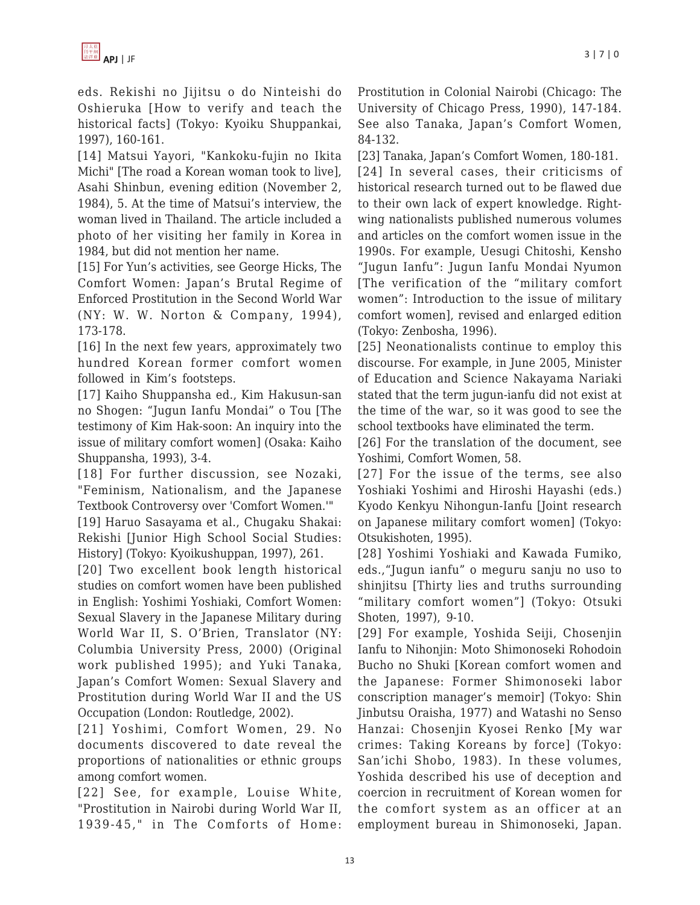eds. Rekishi no Jijitsu o do Ninteishi do Oshieruka [How to verify and teach the historical facts] (Tokyo: Kyoiku Shuppankai, 1997), 160-161.

[14] Matsui Yayori, "Kankoku-fujin no Ikita Michi" [The road a Korean woman took to live], Asahi Shinbun, evening edition (November 2, 1984), 5. At the time of Matsui's interview, the woman lived in Thailand. The article included a photo of her visiting her family in Korea in 1984, but did not mention her name.

[15] For Yun's activities, see George Hicks, The Comfort Women: Japan's Brutal Regime of Enforced Prostitution in the Second World War (NY: W. W. Norton & Company, 1994), 173-178.

[16] In the next few years, approximately two hundred Korean former comfort women followed in Kim's footsteps.

[17] Kaiho Shuppansha ed., Kim Hakusun-san no Shogen: "Jugun Ianfu Mondai" o Tou [The testimony of Kim Hak-soon: An inquiry into the issue of military comfort women] (Osaka: Kaiho Shuppansha, 1993), 3-4.

[18] For further discussion, see Nozaki, "Feminism, Nationalism, and the Japanese Textbook Controversy over 'Comfort Women.'"

[19] Haruo Sasayama et al., Chugaku Shakai: Rekishi [Junior High School Social Studies: History] (Tokyo: Kyoikushuppan, 1997), 261.

[20] Two excellent book length historical studies on comfort women have been published in English: Yoshimi Yoshiaki, Comfort Women: Sexual Slavery in the Japanese Military during World War II, S. O'Brien, Translator (NY: Columbia University Press, 2000) (Original work published 1995); and Yuki Tanaka, Japan's Comfort Women: Sexual Slavery and Prostitution during World War II and the US Occupation (London: Routledge, 2002).

[21] Yoshimi, Comfort Women, 29. No documents discovered to date reveal the proportions of nationalities or ethnic groups among comfort women.

[22] See, for example, Louise White, "Prostitution in Nairobi during World War II, 1939-45," in The Comforts of Home: Prostitution in Colonial Nairobi (Chicago: The University of Chicago Press, 1990), 147-184. See also Tanaka, Japan's Comfort Women, 84-132.

[23] Tanaka, Japan's Comfort Women, 180-181.

[24] In several cases, their criticisms of historical research turned out to be flawed due to their own lack of expert knowledge. Right-wing nationalists published numerous volumes and articles on the comfort women issue in the 1990s. For example, Uesugi Chitoshi, Kensho "Jugun Ianfu": Jugun Ianfu Mondai Nyumon [The verification of the "military comfort women": Introduction to the issue of military comfort women], revised and enlarged edition (Tokyo: Zenbosha, 1996).

[25] Neonationalists continue to employ this discourse. For example, in June 2005, Minister of Education and Science Nakayama Nariaki stated that the term jugun-ianfu did not exist at the time of the war, so it was good to see the school textbooks have eliminated the term.

[26] For the translation of the document, see Yoshimi, Comfort Women, 58.

[27] For the issue of the terms, see also Yoshiaki Yoshimi and Hiroshi Hayashi (eds.) Kyodo Kenkyu Nihongun-Ianfu [Joint research on Japanese military comfort women] (Tokyo: Otsukishoten, 1995).

[28] Yoshimi Yoshiaki and Kawada Fumiko, eds.,"Jugun ianfu" o meguru sanju no uso to shinjitsu [Thirty lies and truths surrounding "military comfort women"] (Tokyo: Otsuki Shoten, 1997), 9-10.

[29] For example, Yoshida Seiji, Chosenjin Ianfu to Nihonjin: Moto Shimonoseki Rohodoin Bucho no Shuki [Korean comfort women and the Japanese: Former Shimonoseki labor conscription manager's memoir] (Tokyo: Shin Jinbutsu Oraisha, 1977) and Watashi no Senso Hanzai: Chosenjin Kyosei Renko [My war crimes: Taking Koreans by force] (Tokyo: San'ichi Shobo, 1983). In these volumes, Yoshida described his use of deception and coercion in recruitment of Korean women for the comfort system as an officer at an employment bureau in Shimonoseki, Japan.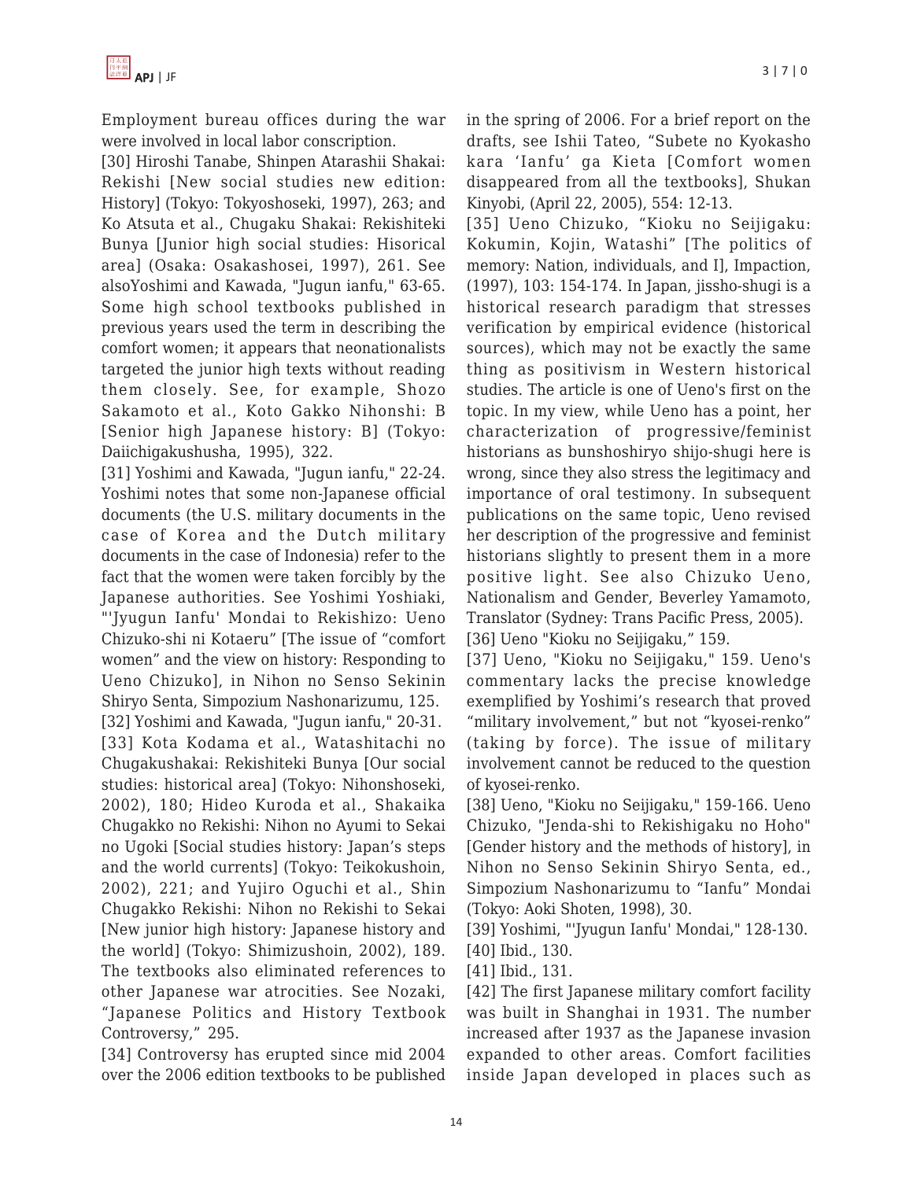Employment bureau offices during the war were involved in local labor conscription.

[30] Hiroshi Tanabe, Shinpen Atarashii Shakai: Rekishi [New social studies new edition: History] (Tokyo: Tokyoshoseki, 1997), 263; and Ko Atsuta et al., Chugaku Shakai: Rekishiteki Bunya [Junior high social studies: Hisorical area] (Osaka: Osakashosei, 1997), 261. See alsoYoshimi and Kawada, "Jugun ianfu," 63-65. Some high school textbooks published in previous years used the term in describing the comfort women; it appears that neonationalists targeted the junior high texts without reading them closely. See, for example, Shozo Sakamoto et al., Koto Gakko Nihonshi: B [Senior high Japanese history: B] (Tokyo: Daiichigakushusha, 1995), 322.

[31] Yoshimi and Kawada, "Jugun ianfu," 22-24. Yoshimi notes that some non-Japanese official documents (the U.S. military documents in the case of Korea and the Dutch military documents in the case of Indonesia) refer to the fact that the women were taken forcibly by the Japanese authorities. See Yoshimi Yoshiaki, "'Jyugun Ianfu' Mondai to Rekishizo: Ueno Chizuko-shi ni Kotaeru" [The issue of "comfort women" and the view on history: Responding to Ueno Chizuko], in Nihon no Senso Sekinin Shiryo Senta, Simpozium Nashonarizumu, 125.

[32] Yoshimi and Kawada, "Jugun ianfu," 20-31.

[33] Kota Kodama et al., Watashitachi no Chugakushakai: Rekishiteki Bunya [Our social studies: historical area] (Tokyo: Nihonshoseki, 2002), 180; Hideo Kuroda et al., Shakaika Chugakko no Rekishi: Nihon no Ayumi to Sekai no Ugoki [Social studies history: Japan's steps and the world currents] (Tokyo: Teikokushoin, 2002), 221; and Yujiro Oguchi et al., Shin Chugakko Rekishi: Nihon no Rekishi to Sekai [New junior high history: Japanese history and the world] (Tokyo: Shimizushoin, 2002), 189. The textbooks also eliminated references to other Japanese war atrocities. See Nozaki, "Japanese Politics and History Textbook Controversy," 295.

[34] Controversy has erupted since mid 2004 over the 2006 edition textbooks to be published in the spring of 2006. For a brief report on the drafts, see Ishii Tateo, "Subete no Kyokasho kara 'Ianfu' ga Kieta [Comfort women disappeared from all the textbooks], Shukan Kinyobi, (April 22, 2005), 554: 12-13.

[35] Ueno Chizuko, "Kioku no Seijigaku: Kokumin, Kojin, Watashi" [The politics of memory: Nation, individuals, and I], Impaction, (1997), 103: 154-174. In Japan, jissho-shugi is a historical research paradigm that stresses verification by empirical evidence (historical sources), which may not be exactly the same thing as positivism in Western historical studies. The article is one of Ueno's first on the topic. In my view, while Ueno has a point, her characterization of progressive/feminist historians as bunshoshiryo shijo-shugi here is wrong, since they also stress the legitimacy and importance of oral testimony. In subsequent publications on the same topic, Ueno revised her description of the progressive and feminist historians slightly to present them in a more positive light. See also Chizuko Ueno, Nationalism and Gender, Beverley Yamamoto, Translator (Sydney: Trans Pacific Press, 2005).

[36] Ueno "Kioku no Seijigaku," 159.

[37] Ueno, "Kioku no Seijigaku," 159. Ueno's commentary lacks the precise knowledge exemplified by Yoshimi's research that proved "military involvement," but not "kyosei-renko" (taking by force). The issue of military involvement cannot be reduced to the question of kyosei-renko.

[38] Ueno, "Kioku no Seijigaku," 159-166. Ueno Chizuko, "Jenda-shi to Rekishigaku no Hoho" [Gender history and the methods of history], in Nihon no Senso Sekinin Shiryo Senta, ed., Simpozium Nashonarizumu to "Ianfu" Mondai (Tokyo: Aoki Shoten, 1998), 30.

[39] Yoshimi, "'Jyugun Ianfu' Mondai," 128-130.

[40] Ibid., 130.

[41] Ibid., 131.

[42] The first Japanese military comfort facility was built in Shanghai in 1931. The number increased after 1937 as the Japanese invasion expanded to other areas. Comfort facilities inside Japan developed in places such as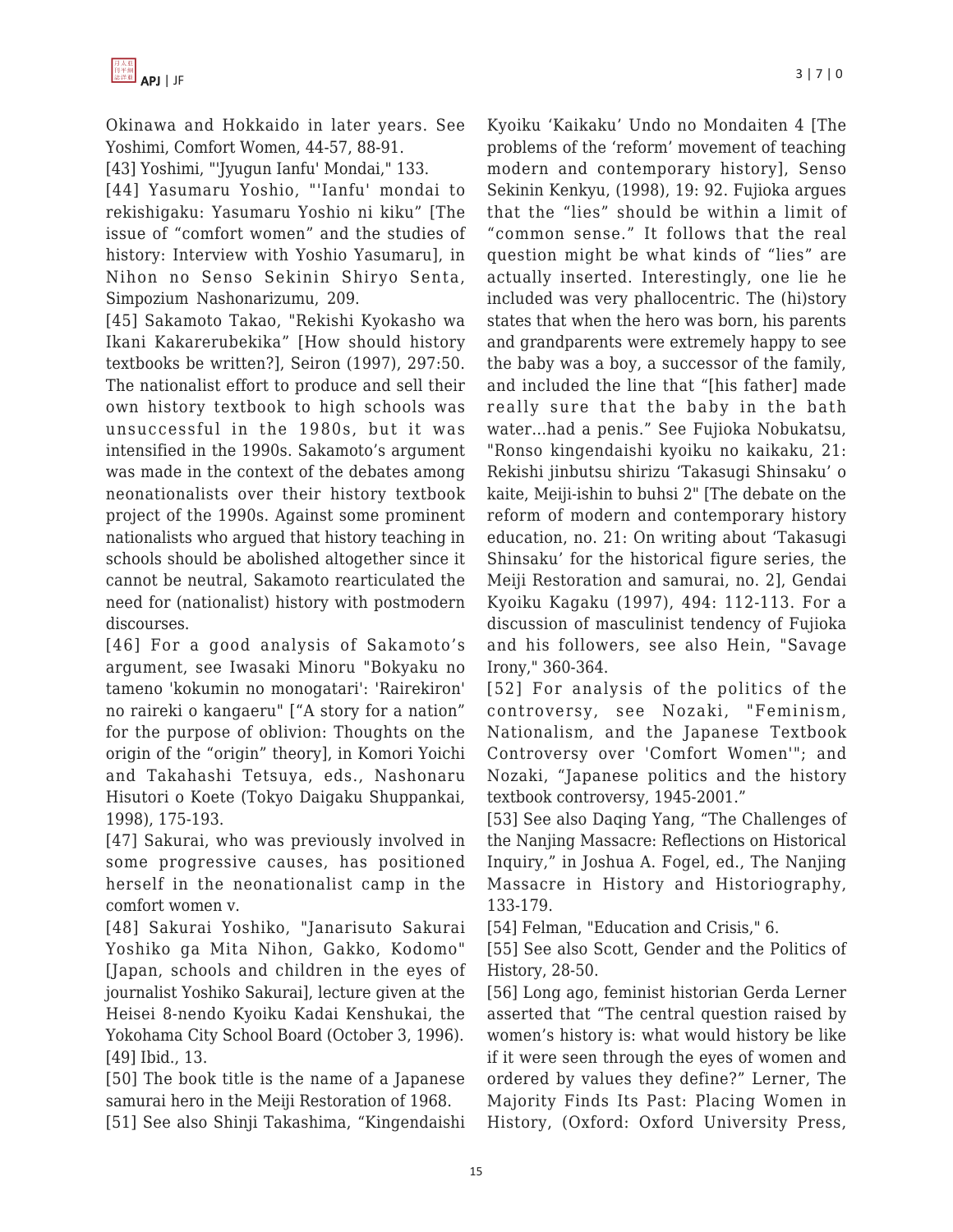Okinawa and Hokkaido in later years. See Yoshimi, Comfort Women, 44-57, 88-91.

[43] Yoshimi, "'Jyugun Ianfu' Mondai," 133.

[44] Yasumaru Yoshio, "'Ianfu' mondai to rekishigaku: Yasumaru Yoshio ni kiku" [The issue of "comfort women" and the studies of history: Interview with Yoshio Yasumaru], in Nihon no Senso Sekinin Shiryo Senta, Simpozium Nashonarizumu, 209.

[45] Sakamoto Takao, "Rekishi Kyokasho wa Ikani Kakarerubekika" [How should history textbooks be written?], Seiron (1997), 297:50. The nationalist effort to produce and sell their own history textbook to high schools was unsuccessful in the 1980s, but it was intensified in the 1990s. Sakamoto's argument was made in the context of the debates among neonationalists over their history textbook project of the 1990s. Against some prominent nationalists who argued that history teaching in schools should be abolished altogether since it cannot be neutral, Sakamoto rearticulated the need for (nationalist) history with postmodern discourses.

[46] For a good analysis of Sakamoto's argument, see Iwasaki Minoru "Bokyaku no tameno 'kokumin no monogatari': 'Rairekiron' no raireki o kangaeru" ["A story for a nation" for the purpose of oblivion: Thoughts on the origin of the "origin" theory], in Komori Yoichi and Takahashi Tetsuya, eds., Nashonaru Hisutori o Koete (Tokyo Daigaku Shuppankai, 1998), 175-193.

[47] Sakurai, who was previously involved in some progressive causes, has positioned herself in the neonationalist camp in the comfort women v.

[48] Sakurai Yoshiko, "Janarisuto Sakurai Yoshiko ga Mita Nihon, Gakko, Kodomo" [Japan, schools and children in the eyes of journalist Yoshiko Sakurai], lecture given at the Heisei 8-nendo Kyoiku Kadai Kenshukai, the Yokohama City School Board (October 3, 1996).

[49] Ibid., 13.

[50] The book title is the name of a Japanese samurai hero in the Meiji Restoration of 1968.

[51] See also Shinji Takashima, "Kingendaishi Kyoiku 'Kaikaku' Undo no Mondaiten 4 [The problems of the 'reform' movement of teaching modern and contemporary history], Senso Sekinin Kenkyu, (1998), 19: 92. Fujioka argues that the "lies" should be within a limit of "common sense." It follows that the real question might be what kinds of "lies" are actually inserted. Interestingly, one lie he included was very phallocentric. The (hi)story states that when the hero was born, his parents and grandparents were extremely happy to see the baby was a boy, a successor of the family, and included the line that "[his father] made really sure that the baby in the bath water...had a penis." See Fujioka Nobukatsu, "Ronso kingendaishi kyoiku no kaikaku, 21: Rekishi jinbutsu shirizu 'Takasugi Shinsaku' o kaite, Meiji-ishin to buhsi 2" [The debate on the reform of modern and contemporary history education, no. 21: On writing about 'Takasugi Shinsaku' for the historical figure series, the Meiji Restoration and samurai, no. 2], Gendai Kyoiku Kagaku (1997), 494: 112-113. For a discussion of masculinist tendency of Fujioka and his followers, see also Hein, "Savage Irony," 360-364.

[52] For analysis of the politics of the controversy, see Nozaki, "Feminism, Nationalism, and the Japanese Textbook Controversy over 'Comfort Women'"; and Nozaki, "Japanese politics and the history textbook controversy, 1945-2001."

[53] See also Daqing Yang, "The Challenges of the Nanjing Massacre: Reflections on Historical Inquiry," in Joshua A. Fogel, ed., The Nanjing Massacre in History and Historiography, 133-179.

[54] Felman, "Education and Crisis," 6.

[55] See also Scott, Gender and the Politics of History, 28-50.

[56] Long ago, feminist historian Gerda Lerner asserted that "The central question raised by women's history is: what would history be like if it were seen through the eyes of women and ordered by values they define?" Lerner, The Majority Finds Its Past: Placing Women in History, (Oxford: Oxford University Press,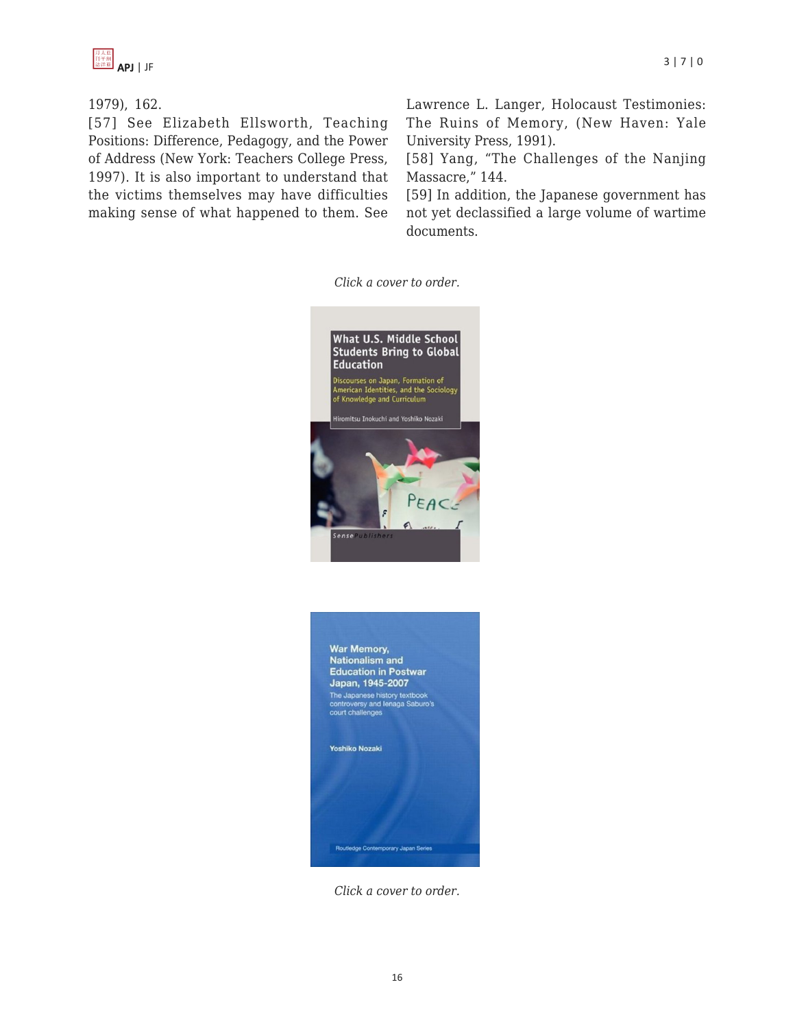1979), 162.

[57] See Elizabeth Ellsworth, Teaching Positions: Difference, Pedagogy, and the Power of Address (New York: Teachers College Press, 1997). It is also important to understand that the victims themselves may have difficulties making sense of what happened to them. See Lawrence L. Langer, Holocaust Testimonies: The Ruins of Memory, (New Haven: Yale University Press, 1991).

[58] Yang, "The Challenges of the Nanjing Massacre," 144.

[59] In addition, the Japanese government has not yet declassified a large volume of wartime documents.

*Click a cover to order.*

What U.S. Middle School Students Bring to Global Education

Discourses on Japan, Formation of American Identities, and the Sociology of Knowledge and Curriculum

Hiromitsu Inokuchi and Yoshiko Nozaki

SensePublishers

War Memory, Nationalism and Education in Postwar Japan, 1945-2007

The Japanese history textbook controversy and Ienaga Saburo's court challenges

Yoshiko Nozaki

Routledge Contemporary Japan Series

*Click a cover to order.*